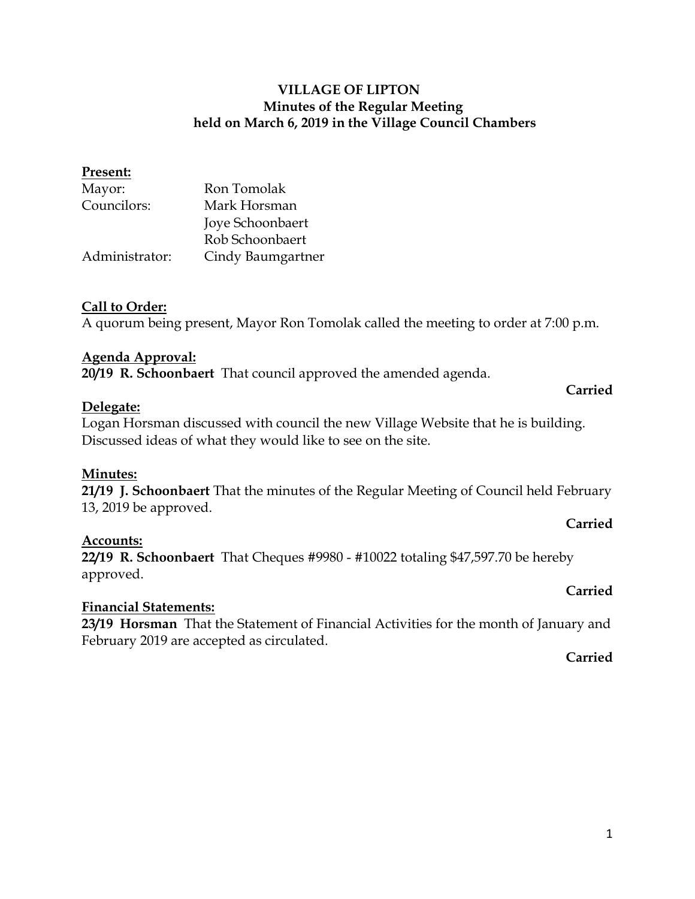# VILLAGE OF LIPTON
## Minutes of the Regular Meeting
## held on March 6, 2019 in the Village Council Chambers

**Present:**

| | |
|---|---|
| Mayor: | Ron Tomolak |
| Councilors: | Mark Horsman |
| | Joye Schoonbaert |
| | Rob Schoonbaert |
| Administrator: | Cindy Baumgartner |

**Call to Order:**

A quorum being present, Mayor Ron Tomolak called the meeting to order at 7:00 p.m.

**Agenda Approval:**

**20/19 R. Schoonbaert** That council approved the amended agenda.

**Carried**

**Delegate:**

Logan Horsman discussed with council the new Village Website that he is building. Discussed ideas of what they would like to see on the site.

**Minutes:**

**21/19 J. Schoonbaert** That the minutes of the Regular Meeting of Council held February 13, 2019 be approved.

**Carried**

**Accounts:**

**22/19 R. Schoonbaert** That Cheques #9980 - #10022 totaling $47,597.70 be hereby approved.

**Carried**

**Financial Statements:**

**23/19 Horsman** That the Statement of Financial Activities for the month of January and February 2019 are accepted as circulated.

**Carried**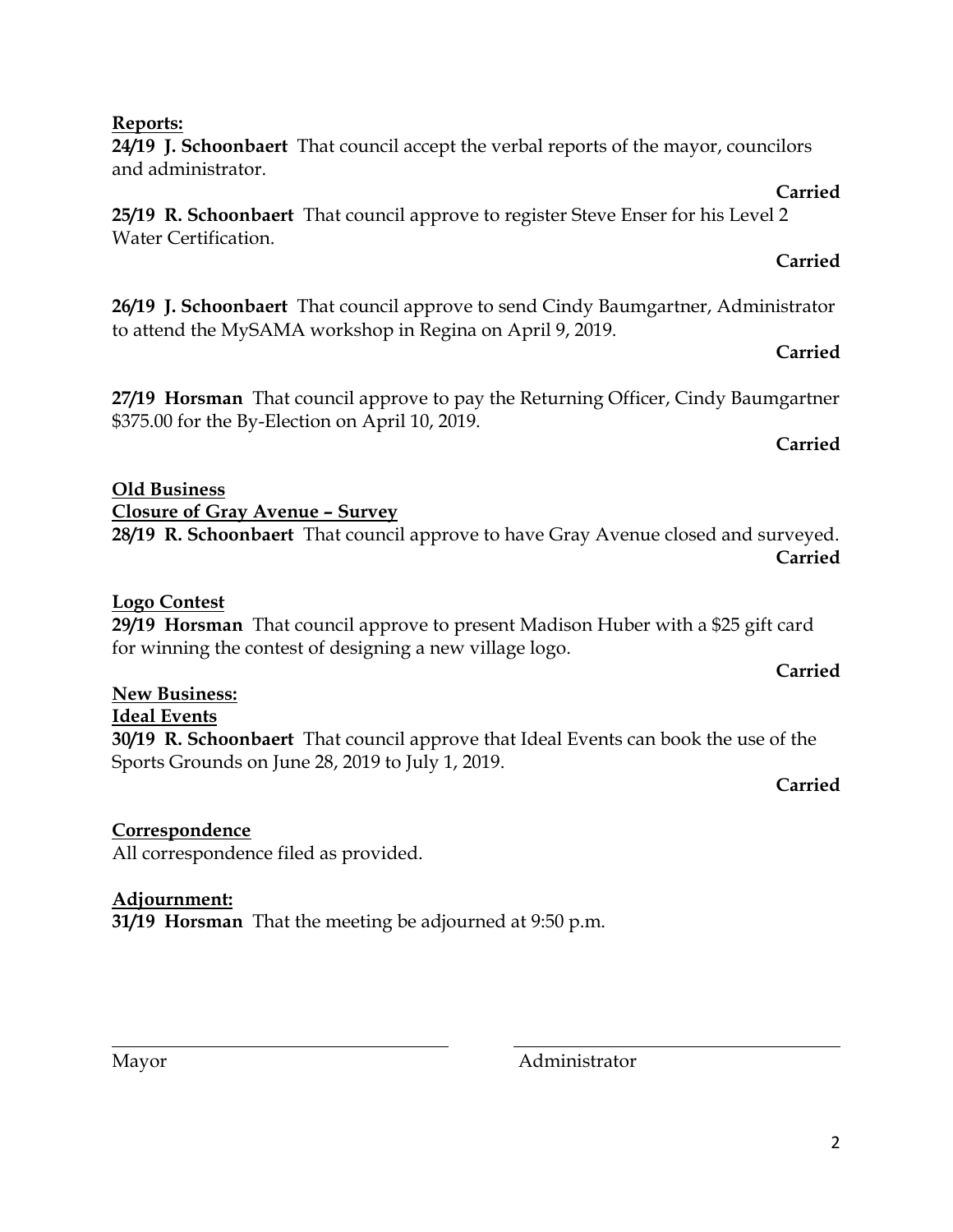**Reports:**

**24/19 J. Schoonbaert** That council accept the verbal reports of the mayor, councilors and administrator.

**Carried**

**25/19 R. Schoonbaert** That council approve to register Steve Enser for his Level 2 Water Certification.

**Carried**

**26/19 J. Schoonbaert** That council approve to send Cindy Baumgartner, Administrator to attend the MySAMA workshop in Regina on April 9, 2019.

**Carried**

**27/19 Horsman** That council approve to pay the Returning Officer, Cindy Baumgartner $375.00 for the By-Election on April 10, 2019.

**Carried**

**Old Business**

**Closure of Gray Avenue – Survey**

**28/19 R. Schoonbaert** That council approve to have Gray Avenue closed and surveyed.

**Carried**

**Logo Contest**

**29/19 Horsman** That council approve to present Madison Huber with a $25 gift card for winning the contest of designing a new village logo.

**Carried**

**New Business:**

**Ideal Events**

**30/19 R. Schoonbaert** That council approve that Ideal Events can book the use of the Sports Grounds on June 28, 2019 to July 1, 2019.

**Carried**

**Correspondence**

All correspondence filed as provided.

**Adjournment:**

**31/19 Horsman** That the meeting be adjourned at 9:50 p.m.

Mayor

Administrator